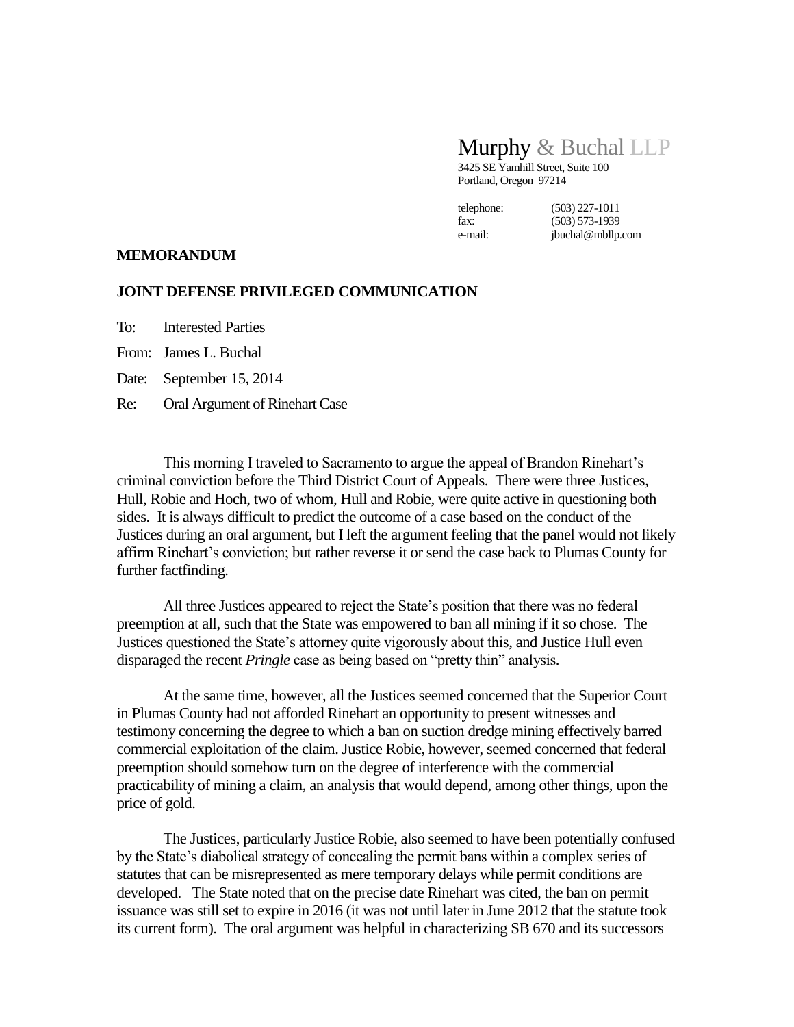Murphy & Buchal LLP
3425 SE Yamhill Street, Suite 100
Portland, Oregon 97214

telephone: (503) 227-1011
fax: (503) 573-1939
e-mail: jbuchal@mbllp.com

**MEMORANDUM**

**JOINT DEFENSE PRIVILEGED COMMUNICATION**

To: Interested Parties

From: James L. Buchal

Date: September 15, 2014

Re: Oral Argument of Rinehart Case

---

This morning I traveled to Sacramento to argue the appeal of Brandon Rinehart's criminal conviction before the Third District Court of Appeals. There were three Justices, Hull, Robie and Hoch, two of whom, Hull and Robie, were quite active in questioning both sides. It is always difficult to predict the outcome of a case based on the conduct of the Justices during an oral argument, but I left the argument feeling that the panel would not likely affirm Rinehart's conviction; but rather reverse it or send the case back to Plumas County for further factfinding.

All three Justices appeared to reject the State's position that there was no federal preemption at all, such that the State was empowered to ban all mining if it so chose. The Justices questioned the State's attorney quite vigorously about this, and Justice Hull even disparaged the recent *Pringle* case as being based on "pretty thin" analysis.

At the same time, however, all the Justices seemed concerned that the Superior Court in Plumas County had not afforded Rinehart an opportunity to present witnesses and testimony concerning the degree to which a ban on suction dredge mining effectively barred commercial exploitation of the claim. Justice Robie, however, seemed concerned that federal preemption should somehow turn on the degree of interference with the commercial practicability of mining a claim, an analysis that would depend, among other things, upon the price of gold.

The Justices, particularly Justice Robie, also seemed to have been potentially confused by the State's diabolical strategy of concealing the permit bans within a complex series of statutes that can be misrepresented as mere temporary delays while permit conditions are developed. The State noted that on the precise date Rinehart was cited, the ban on permit issuance was still set to expire in 2016 (it was not until later in June 2012 that the statute took its current form). The oral argument was helpful in characterizing SB 670 and its successors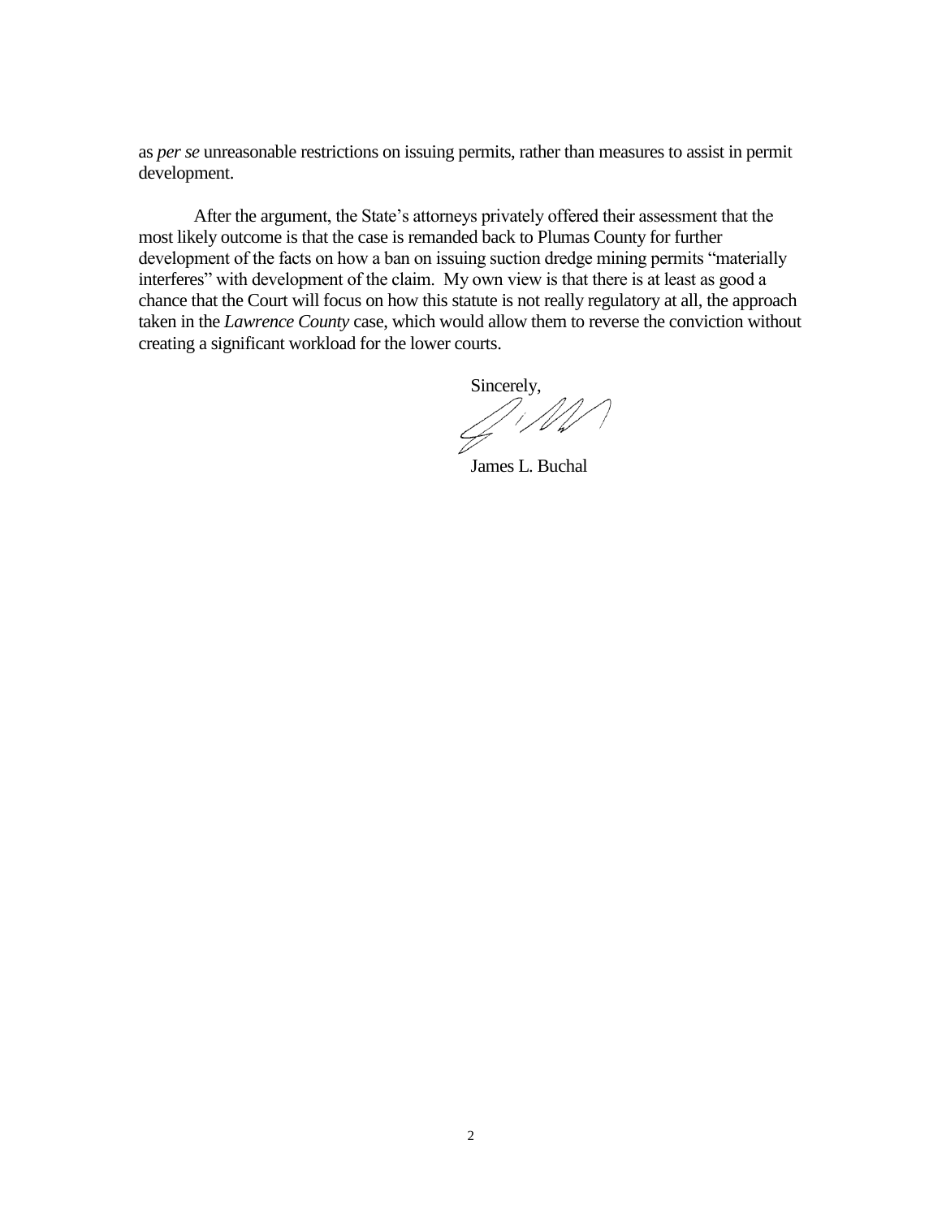as *per se* unreasonable restrictions on issuing permits, rather than measures to assist in permit development.

After the argument, the State's attorneys privately offered their assessment that the most likely outcome is that the case is remanded back to Plumas County for further development of the facts on how a ban on issuing suction dredge mining permits "materially interferes" with development of the claim. My own view is that there is at least as good a chance that the Court will focus on how this statute is not really regulatory at all, the approach taken in the *Lawrence County* case, which would allow them to reverse the conviction without creating a significant workload for the lower courts.

Sincerely,

James L. Buchal